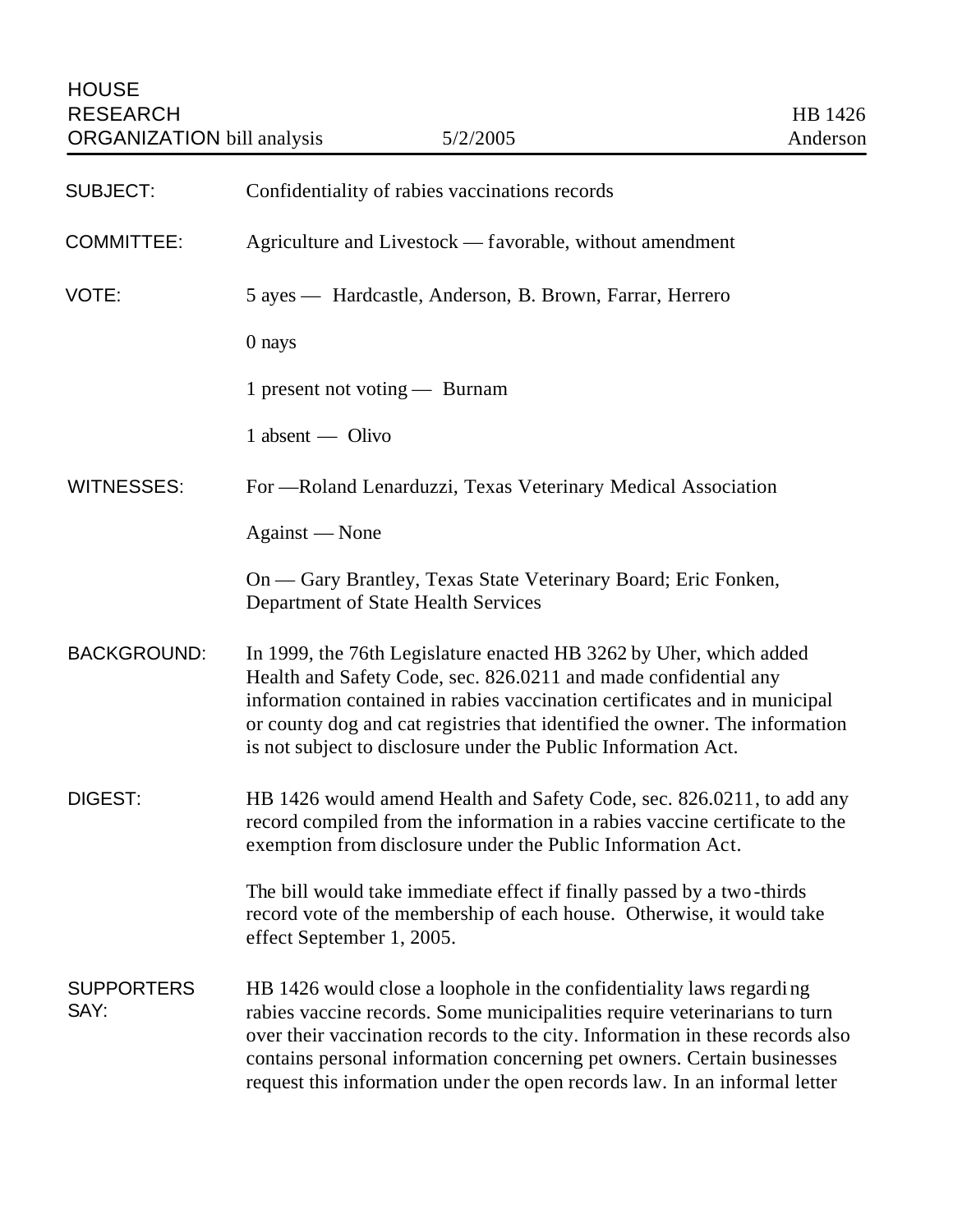HOUSE
RESEARCH
ORGANIZATION bill analysis — 5/2/2005 — HB 1426 Anderson

**SUBJECT:** Confidentiality of rabies vaccinations records

**COMMITTEE:** Agriculture and Livestock — favorable, without amendment

**VOTE:** 5 ayes — Hardcastle, Anderson, B. Brown, Farrar, Herrero

0 nays

1 present not voting — Burnam

1 absent — Olivo

**WITNESSES:** For —Roland Lenarduzzi, Texas Veterinary Medical Association

Against — None

On — Gary Brantley, Texas State Veterinary Board; Eric Fonken, Department of State Health Services

**BACKGROUND:** In 1999, the 76th Legislature enacted HB 3262 by Uher, which added Health and Safety Code, sec. 826.0211 and made confidential any information contained in rabies vaccination certificates and in municipal or county dog and cat registries that identified the owner. The information is not subject to disclosure under the Public Information Act.

**DIGEST:** HB 1426 would amend Health and Safety Code, sec. 826.0211, to add any record compiled from the information in a rabies vaccine certificate to the exemption from disclosure under the Public Information Act.

The bill would take immediate effect if finally passed by a two-thirds record vote of the membership of each house. Otherwise, it would take effect September 1, 2005.

**SUPPORTERS SAY:** HB 1426 would close a loophole in the confidentiality laws regarding rabies vaccine records. Some municipalities require veterinarians to turn over their vaccination records to the city. Information in these records also contains personal information concerning pet owners. Certain businesses request this information under the open records law. In an informal letter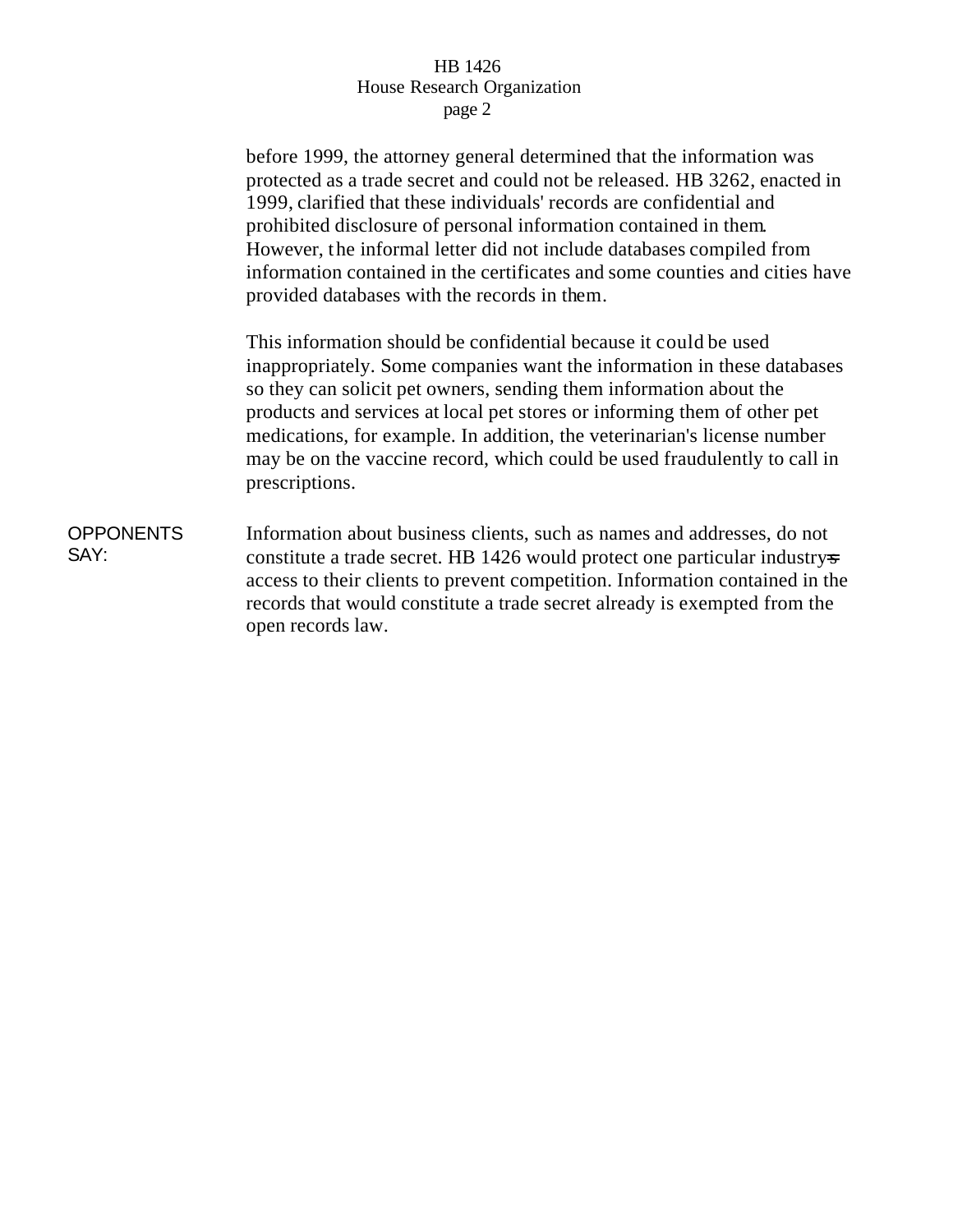before 1999, the attorney general determined that the information was protected as a trade secret and could not be released. HB 3262, enacted in 1999, clarified that these individuals' records are confidential and prohibited disclosure of personal information contained in them. However, the informal letter did not include databases compiled from information contained in the certificates and some counties and cities have provided databases with the records in them.

This information should be confidential because it could be used inappropriately. Some companies want the information in these databases so they can solicit pet owners, sending them information about the products and services at local pet stores or informing them of other pet medications, for example. In addition, the veterinarian's license number may be on the vaccine record, which could be used fraudulently to call in prescriptions.

**OPPONENTS SAY:** Information about business clients, such as names and addresses, do not constitute a trade secret. HB 1426 would protect one particular industry's access to their clients to prevent competition. Information contained in the records that would constitute a trade secret already is exempted from the open records law.